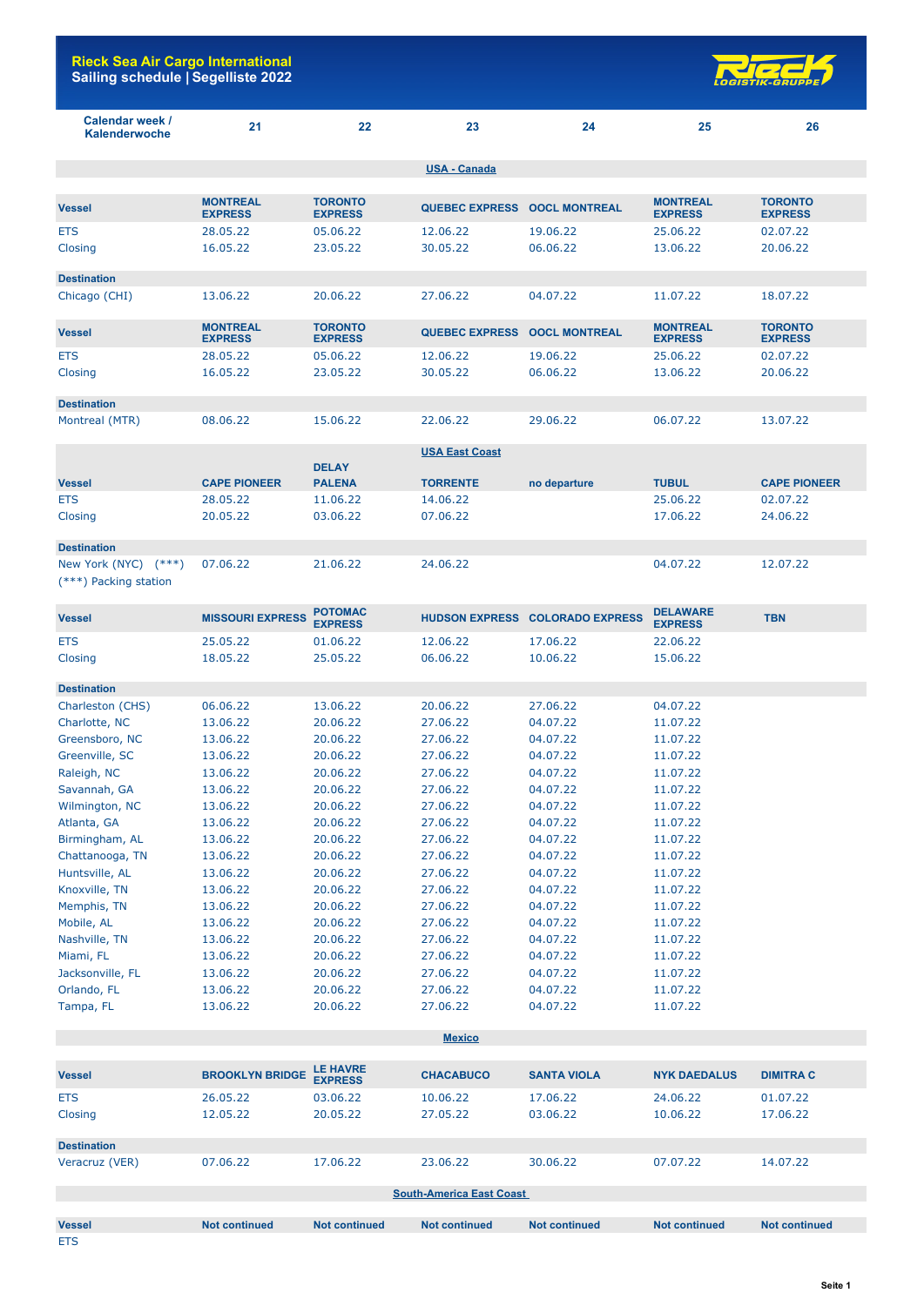# Rieck Sea Air Cargo International
## Sailing schedule | Segelliste 2022

| Calendar week / Kalenderwoche | 21 | 22 | 23 | 24 | 25 | 26 |
|---|---|---|---|---|---|---|
| **USA - Canada** | | | | | | |
| **Vessel** | **MONTREAL EXPRESS** | **TORONTO EXPRESS** | **QUEBEC EXPRESS** | **OOCL MONTREAL** | **MONTREAL EXPRESS** | **TORONTO EXPRESS** |
| ETS | 28.05.22 | 05.06.22 | 12.06.22 | 19.06.22 | 25.06.22 | 02.07.22 |
| Closing | 16.05.22 | 23.05.22 | 30.05.22 | 06.06.22 | 13.06.22 | 20.06.22 |
| **Destination** | | | | | | |
| Chicago (CHI) | 13.06.22 | 20.06.22 | 27.06.22 | 04.07.22 | 11.07.22 | 18.07.22 |
| **Vessel** | **MONTREAL EXPRESS** | **TORONTO EXPRESS** | **QUEBEC EXPRESS** | **OOCL MONTREAL** | **MONTREAL EXPRESS** | **TORONTO EXPRESS** |
| ETS | 28.05.22 | 05.06.22 | 12.06.22 | 19.06.22 | 25.06.22 | 02.07.22 |
| Closing | 16.05.22 | 23.05.22 | 30.05.22 | 06.06.22 | 13.06.22 | 20.06.22 |
| **Destination** | | | | | | |
| Montreal (MTR) | 08.06.22 | 15.06.22 | 22.06.22 | 29.06.22 | 06.07.22 | 13.07.22 |
| **USA East Coast** | | | | | | |
| **Vessel** | **CAPE PIONEER** | **DELAY PALENA** | **TORRENTE** | **no departure** | **TUBUL** | **CAPE PIONEER** |
| ETS | 28.05.22 | 11.06.22 | 14.06.22 | | 25.06.22 | 02.07.22 |
| Closing | 20.05.22 | 03.06.22 | 07.06.22 | | 17.06.22 | 24.06.22 |
| **Destination** | | | | | | |
| New York (NYC) (***) | 07.06.22 | 21.06.22 | 24.06.22 | | 04.07.22 | 12.07.22 |
| (***) Packing station | | | | | | |
| **Vessel** | **MISSOURI EXPRESS** | **POTOMAC EXPRESS** | **HUDSON EXPRESS** | **COLORADO EXPRESS** | **DELAWARE EXPRESS** | **TBN** |
| ETS | 25.05.22 | 01.06.22 | 12.06.22 | 17.06.22 | 22.06.22 | |
| Closing | 18.05.22 | 25.05.22 | 06.06.22 | 10.06.22 | 15.06.22 | |
| **Destination** | | | | | | |
| Charleston (CHS) | 06.06.22 | 13.06.22 | 20.06.22 | 27.06.22 | 04.07.22 | |
| Charlotte, NC | 13.06.22 | 20.06.22 | 27.06.22 | 04.07.22 | 11.07.22 | |
| Greensboro, NC | 13.06.22 | 20.06.22 | 27.06.22 | 04.07.22 | 11.07.22 | |
| Greenville, SC | 13.06.22 | 20.06.22 | 27.06.22 | 04.07.22 | 11.07.22 | |
| Raleigh, NC | 13.06.22 | 20.06.22 | 27.06.22 | 04.07.22 | 11.07.22 | |
| Savannah, GA | 13.06.22 | 20.06.22 | 27.06.22 | 04.07.22 | 11.07.22 | |
| Wilmington, NC | 13.06.22 | 20.06.22 | 27.06.22 | 04.07.22 | 11.07.22 | |
| Atlanta, GA | 13.06.22 | 20.06.22 | 27.06.22 | 04.07.22 | 11.07.22 | |
| Birmingham, AL | 13.06.22 | 20.06.22 | 27.06.22 | 04.07.22 | 11.07.22 | |
| Chattanooga, TN | 13.06.22 | 20.06.22 | 27.06.22 | 04.07.22 | 11.07.22 | |
| Huntsville, AL | 13.06.22 | 20.06.22 | 27.06.22 | 04.07.22 | 11.07.22 | |
| Knoxville, TN | 13.06.22 | 20.06.22 | 27.06.22 | 04.07.22 | 11.07.22 | |
| Memphis, TN | 13.06.22 | 20.06.22 | 27.06.22 | 04.07.22 | 11.07.22 | |
| Mobile, AL | 13.06.22 | 20.06.22 | 27.06.22 | 04.07.22 | 11.07.22 | |
| Nashville, TN | 13.06.22 | 20.06.22 | 27.06.22 | 04.07.22 | 11.07.22 | |
| Miami, FL | 13.06.22 | 20.06.22 | 27.06.22 | 04.07.22 | 11.07.22 | |
| Jacksonville, FL | 13.06.22 | 20.06.22 | 27.06.22 | 04.07.22 | 11.07.22 | |
| Orlando, FL | 13.06.22 | 20.06.22 | 27.06.22 | 04.07.22 | 11.07.22 | |
| Tampa, FL | 13.06.22 | 20.06.22 | 27.06.22 | 04.07.22 | 11.07.22 | |
| **Mexico** | | | | | | |
| **Vessel** | **BROOKLYN BRIDGE** | **LE HAVRE EXPRESS** | **CHACABUCO** | **SANTA VIOLA** | **NYK DAEDALUS** | **DIMITRA C** |
| ETS | 26.05.22 | 03.06.22 | 10.06.22 | 17.06.22 | 24.06.22 | 01.07.22 |
| Closing | 12.05.22 | 20.05.22 | 27.05.22 | 03.06.22 | 10.06.22 | 17.06.22 |
| **Destination** | | | | | | |
| Veracruz (VER) | 07.06.22 | 17.06.22 | 23.06.22 | 30.06.22 | 07.07.22 | 14.07.22 |
| **South-America East Coast** | | | | | | |
| **Vessel** | **Not continued** | **Not continued** | **Not continued** | **Not continued** | **Not continued** | **Not continued** |
| ETS | | | | | | |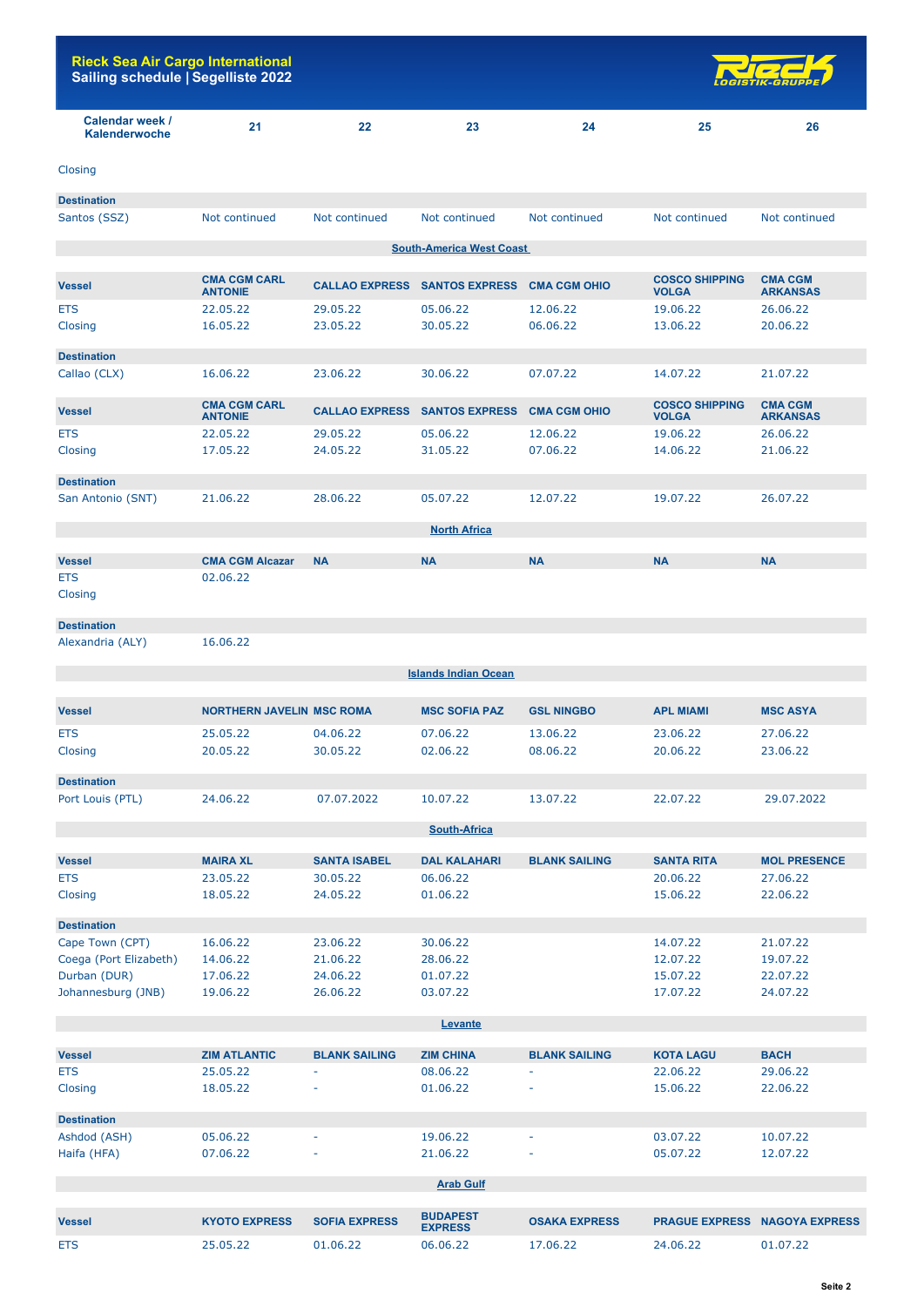**Rieck Sea Air Cargo International**
**Sailing schedule | Segelliste 2022**

| Calendar week / Kalenderwoche | 21 | 22 | 23 | 24 | 25 | 26 |
|---|---|---|---|---|---|---|
| Closing | | | | | | |
| **Destination** | | | | | | |
| Santos (SSZ) | Not continued | Not continued | Not continued | Not continued | Not continued | Not continued |

## South-America West Coast

| **Vessel** | **CMA CGM CARL ANTONIE** | **CALLAO EXPRESS** | **SANTOS EXPRESS** | **CMA CGM OHIO** | **COSCO SHIPPING VOLGA** | **CMA CGM ARKANSAS** |
|---|---|---|---|---|---|---|
| ETS | 22.05.22 | 29.05.22 | 05.06.22 | 12.06.22 | 19.06.22 | 26.06.22 |
| Closing | 16.05.22 | 23.05.22 | 30.05.22 | 06.06.22 | 13.06.22 | 20.06.22 |
| **Destination** | | | | | | |
| Callao (CLX) | 16.06.22 | 23.06.22 | 30.06.22 | 07.07.22 | 14.07.22 | 21.07.22 |

| **Vessel** | **CMA CGM CARL ANTONIE** | **CALLAO EXPRESS** | **SANTOS EXPRESS** | **CMA CGM OHIO** | **COSCO SHIPPING VOLGA** | **CMA CGM ARKANSAS** |
|---|---|---|---|---|---|---|
| ETS | 22.05.22 | 29.05.22 | 05.06.22 | 12.06.22 | 19.06.22 | 26.06.22 |
| Closing | 17.05.22 | 24.05.22 | 31.05.22 | 07.06.22 | 14.06.22 | 21.06.22 |
| **Destination** | | | | | | |
| San Antonio (SNT) | 21.06.22 | 28.06.22 | 05.07.22 | 12.07.22 | 19.07.22 | 26.07.22 |

## North Africa

| **Vessel** | **CMA CGM Alcazar** | **NA** | **NA** | **NA** | **NA** | **NA** |
|---|---|---|---|---|---|---|
| ETS | 02.06.22 | | | | | |
| Closing | | | | | | |
| **Destination** | | | | | | |
| Alexandria (ALY) | 16.06.22 | | | | | |

## Islands Indian Ocean

| **Vessel** | **NORTHERN JAVELIN** | **MSC ROMA** | **MSC SOFIA PAZ** | **GSL NINGBO** | **APL MIAMI** | **MSC ASYA** |
|---|---|---|---|---|---|---|
| ETS | 25.05.22 | 04.06.22 | 07.06.22 | 13.06.22 | 23.06.22 | 27.06.22 |
| Closing | 20.05.22 | 30.05.22 | 02.06.22 | 08.06.22 | 20.06.22 | 23.06.22 |
| **Destination** | | | | | | |
| Port Louis (PTL) | 24.06.22 | 07.07.2022 | 10.07.22 | 13.07.22 | 22.07.22 | 29.07.2022 |

## South-Africa

| **Vessel** | **MAIRA XL** | **SANTA ISABEL** | **DAL KALAHARI** | **BLANK SAILING** | **SANTA RITA** | **MOL PRESENCE** |
|---|---|---|---|---|---|---|
| ETS | 23.05.22 | 30.05.22 | 06.06.22 | | 20.06.22 | 27.06.22 |
| Closing | 18.05.22 | 24.05.22 | 01.06.22 | | 15.06.22 | 22.06.22 |
| **Destination** | | | | | | |
| Cape Town (CPT) | 16.06.22 | 23.06.22 | 30.06.22 | | 14.07.22 | 21.07.22 |
| Coega (Port Elizabeth) | 14.06.22 | 21.06.22 | 28.06.22 | | 12.07.22 | 19.07.22 |
| Durban (DUR) | 17.06.22 | 24.06.22 | 01.07.22 | | 15.07.22 | 22.07.22 |
| Johannesburg (JNB) | 19.06.22 | 26.06.22 | 03.07.22 | | 17.07.22 | 24.07.22 |

## Levante

| **Vessel** | **ZIM ATLANTIC** | **BLANK SAILING** | **ZIM CHINA** | **BLANK SAILING** | **KOTA LAGU** | **BACH** |
|---|---|---|---|---|---|---|
| ETS | 25.05.22 | - | 08.06.22 | - | 22.06.22 | 29.06.22 |
| Closing | 18.05.22 | - | 01.06.22 | - | 15.06.22 | 22.06.22 |
| **Destination** | | | | | | |
| Ashdod (ASH) | 05.06.22 | - | 19.06.22 | - | 03.07.22 | 10.07.22 |
| Haifa (HFA) | 07.06.22 | - | 21.06.22 | - | 05.07.22 | 12.07.22 |

## Arab Gulf

| **Vessel** | **KYOTO EXPRESS** | **SOFIA EXPRESS** | **BUDAPEST EXPRESS** | **OSAKA EXPRESS** | **PRAGUE EXPRESS** | **NAGOYA EXPRESS** |
|---|---|---|---|---|---|---|
| ETS | 25.05.22 | 01.06.22 | 06.06.22 | 17.06.22 | 24.06.22 | 01.07.22 |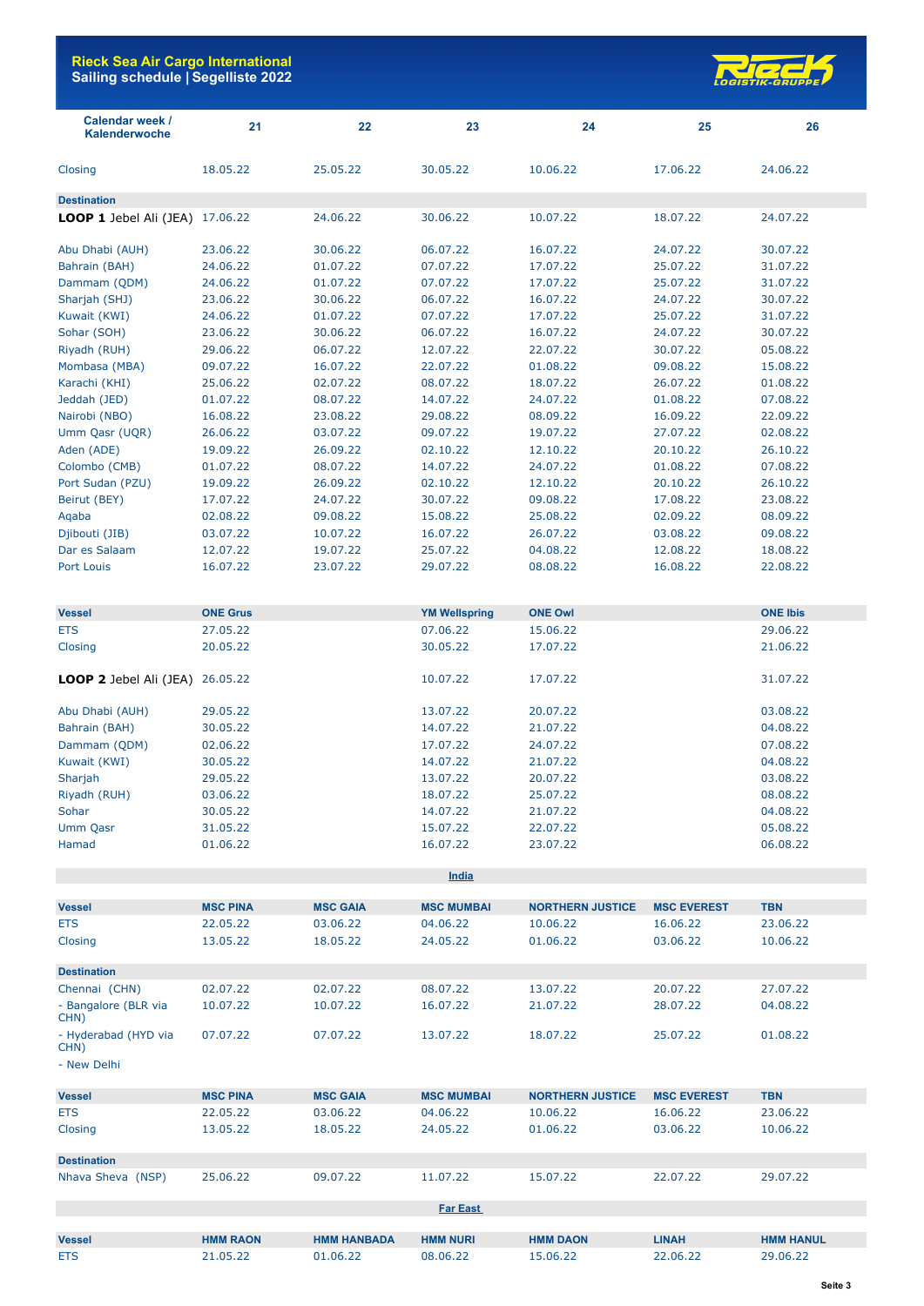**Rieck Sea Air Cargo International**
**Sailing schedule | Segelliste 2022**

| Calendar week / Kalenderwoche | 21 | 22 | 23 | 24 | 25 | 26 |
|---|---|---|---|---|---|---|
| Closing | 18.05.22 | 25.05.22 | 30.05.22 | 10.06.22 | 17.06.22 | 24.06.22 |
| **Destination** | | | | | | |
| **LOOP 1** Jebel Ali (JEA) | 17.06.22 | 24.06.22 | 30.06.22 | 10.07.22 | 18.07.22 | 24.07.22 |
| Abu Dhabi (AUH) | 23.06.22 | 30.06.22 | 06.07.22 | 16.07.22 | 24.07.22 | 30.07.22 |
| Bahrain (BAH) | 24.06.22 | 01.07.22 | 07.07.22 | 17.07.22 | 25.07.22 | 31.07.22 |
| Dammam (QDM) | 24.06.22 | 01.07.22 | 07.07.22 | 17.07.22 | 25.07.22 | 31.07.22 |
| Sharjah (SHJ) | 23.06.22 | 30.06.22 | 06.07.22 | 16.07.22 | 24.07.22 | 30.07.22 |
| Kuwait (KWI) | 24.06.22 | 01.07.22 | 07.07.22 | 17.07.22 | 25.07.22 | 31.07.22 |
| Sohar (SOH) | 23.06.22 | 30.06.22 | 06.07.22 | 16.07.22 | 24.07.22 | 30.07.22 |
| Riyadh (RUH) | 29.06.22 | 06.07.22 | 12.07.22 | 22.07.22 | 30.07.22 | 05.08.22 |
| Mombasa (MBA) | 09.07.22 | 16.07.22 | 22.07.22 | 01.08.22 | 09.08.22 | 15.08.22 |
| Karachi (KHI) | 25.06.22 | 02.07.22 | 08.07.22 | 18.07.22 | 26.07.22 | 01.08.22 |
| Jeddah (JED) | 01.07.22 | 08.07.22 | 14.07.22 | 24.07.22 | 01.08.22 | 07.08.22 |
| Nairobi (NBO) | 16.08.22 | 23.08.22 | 29.08.22 | 08.09.22 | 16.09.22 | 22.09.22 |
| Umm Qasr (UQR) | 26.06.22 | 03.07.22 | 09.07.22 | 19.07.22 | 27.07.22 | 02.08.22 |
| Aden (ADE) | 19.09.22 | 26.09.22 | 02.10.22 | 12.10.22 | 20.10.22 | 26.10.22 |
| Colombo (CMB) | 01.07.22 | 08.07.22 | 14.07.22 | 24.07.22 | 01.08.22 | 07.08.22 |
| Port Sudan (PZU) | 19.09.22 | 26.09.22 | 02.10.22 | 12.10.22 | 20.10.22 | 26.10.22 |
| Beirut (BEY) | 17.07.22 | 24.07.22 | 30.07.22 | 09.08.22 | 17.08.22 | 23.08.22 |
| Aqaba | 02.08.22 | 09.08.22 | 15.08.22 | 25.08.22 | 02.09.22 | 08.09.22 |
| Djibouti (JIB) | 03.07.22 | 10.07.22 | 16.07.22 | 26.07.22 | 03.08.22 | 09.08.22 |
| Dar es Salaam | 12.07.22 | 19.07.22 | 25.07.22 | 04.08.22 | 12.08.22 | 18.08.22 |
| Port Louis | 16.07.22 | 23.07.22 | 29.07.22 | 08.08.22 | 16.08.22 | 22.08.22 |

| **Vessel** | **ONE Grus** | | **YM Wellspring** | **ONE Owl** | | **ONE Ibis** |
|---|---|---|---|---|---|---|
| ETS | 27.05.22 | | 07.06.22 | 15.06.22 | | 29.06.22 |
| Closing | 20.05.22 | | 30.05.22 | 17.07.22 | | 21.06.22 |
| **LOOP 2** Jebel Ali (JEA) | 26.05.22 | | 10.07.22 | 17.07.22 | | 31.07.22 |
| Abu Dhabi (AUH) | 29.05.22 | | 13.07.22 | 20.07.22 | | 03.08.22 |
| Bahrain (BAH) | 30.05.22 | | 14.07.22 | 21.07.22 | | 04.08.22 |
| Dammam (QDM) | 02.06.22 | | 17.07.22 | 24.07.22 | | 07.08.22 |
| Kuwait (KWI) | 30.05.22 | | 14.07.22 | 21.07.22 | | 04.08.22 |
| Sharjah | 29.05.22 | | 13.07.22 | 20.07.22 | | 03.08.22 |
| Riyadh (RUH) | 03.06.22 | | 18.07.22 | 25.07.22 | | 08.08.22 |
| Sohar | 30.05.22 | | 14.07.22 | 21.07.22 | | 04.08.22 |
| Umm Qasr | 31.05.22 | | 15.07.22 | 22.07.22 | | 05.08.22 |
| Hamad | 01.06.22 | | 16.07.22 | 23.07.22 | | 06.08.22 |

## India

| **Vessel** | **MSC PINA** | **MSC GAIA** | **MSC MUMBAI** | **NORTHERN JUSTICE** | **MSC EVEREST** | **TBN** |
|---|---|---|---|---|---|---|
| ETS | 22.05.22 | 03.06.22 | 04.06.22 | 10.06.22 | 16.06.22 | 23.06.22 |
| Closing | 13.05.22 | 18.05.22 | 24.05.22 | 01.06.22 | 03.06.22 | 10.06.22 |
| **Destination** | | | | | | |
| Chennai (CHN) | 02.07.22 | 02.07.22 | 08.07.22 | 13.07.22 | 20.07.22 | 27.07.22 |
| - Bangalore (BLR via CHN) | 10.07.22 | 10.07.22 | 16.07.22 | 21.07.22 | 28.07.22 | 04.08.22 |
| - Hyderabad (HYD via CHN) | 07.07.22 | 07.07.22 | 13.07.22 | 18.07.22 | 25.07.22 | 01.08.22 |
| - New Delhi | | | | | | |

| **Vessel** | **MSC PINA** | **MSC GAIA** | **MSC MUMBAI** | **NORTHERN JUSTICE** | **MSC EVEREST** | **TBN** |
|---|---|---|---|---|---|---|
| ETS | 22.05.22 | 03.06.22 | 04.06.22 | 10.06.22 | 16.06.22 | 23.06.22 |
| Closing | 13.05.22 | 18.05.22 | 24.05.22 | 01.06.22 | 03.06.22 | 10.06.22 |
| **Destination** | | | | | | |
| Nhava Sheva (NSP) | 25.06.22 | 09.07.22 | 11.07.22 | 15.07.22 | 22.07.22 | 29.07.22 |

## Far East

| **Vessel** | **HMM RAON** | **HMM HANBADA** | **HMM NURI** | **HMM DAON** | **LINAH** | **HMM HANUL** |
|---|---|---|---|---|---|---|
| ETS | 21.05.22 | 01.06.22 | 08.06.22 | 15.06.22 | 22.06.22 | 29.06.22 |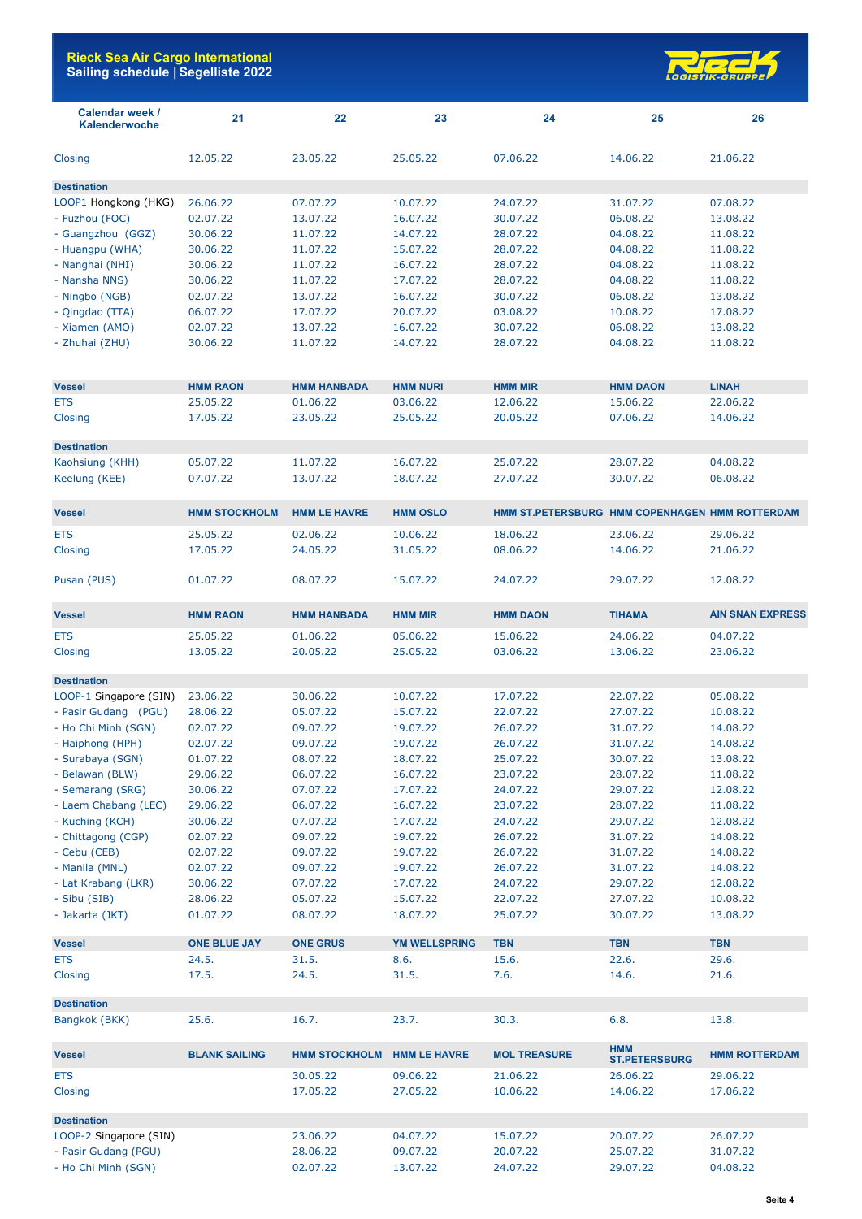**Rieck Sea Air Cargo International**
**Sailing schedule | Segelliste 2022**

| Calendar week / Kalenderwoche | 21 | 22 | 23 | 24 | 25 | 26 |
|---|---|---|---|---|---|---|
| Closing | 12.05.22 | 23.05.22 | 25.05.22 | 07.06.22 | 14.06.22 | 21.06.22 |
| **Destination** | | | | | | |
| LOOP1 Hongkong (HKG) | 26.06.22 | 07.07.22 | 10.07.22 | 24.07.22 | 31.07.22 | 07.08.22 |
| - Fuzhou (FOC) | 02.07.22 | 13.07.22 | 16.07.22 | 30.07.22 | 06.08.22 | 13.08.22 |
| - Guangzhou (GGZ) | 30.06.22 | 11.07.22 | 14.07.22 | 28.07.22 | 04.08.22 | 11.08.22 |
| - Huangpu (WHA) | 30.06.22 | 11.07.22 | 15.07.22 | 28.07.22 | 04.08.22 | 11.08.22 |
| - Nanghai (NHI) | 30.06.22 | 11.07.22 | 16.07.22 | 28.07.22 | 04.08.22 | 11.08.22 |
| - Nansha NNS) | 30.06.22 | 11.07.22 | 17.07.22 | 28.07.22 | 04.08.22 | 11.08.22 |
| - Ningbo (NGB) | 02.07.22 | 13.07.22 | 16.07.22 | 30.07.22 | 06.08.22 | 13.08.22 |
| - Qingdao (TTA) | 06.07.22 | 17.07.22 | 20.07.22 | 03.08.22 | 10.08.22 | 17.08.22 |
| - Xiamen (AMO) | 02.07.22 | 13.07.22 | 16.07.22 | 30.07.22 | 06.08.22 | 13.08.22 |
| - Zhuhai (ZHU) | 30.06.22 | 11.07.22 | 14.07.22 | 28.07.22 | 04.08.22 | 11.08.22 |

| **Vessel** | **HMM RAON** | **HMM HANBADA** | **HMM NURI** | **HMM MIR** | **HMM DAON** | **LINAH** |
|---|---|---|---|---|---|---|
| ETS | 25.05.22 | 01.06.22 | 03.06.22 | 12.06.22 | 15.06.22 | 22.06.22 |
| Closing | 17.05.22 | 23.05.22 | 25.05.22 | 20.05.22 | 07.06.22 | 14.06.22 |
| **Destination** | | | | | | |
| Kaohsiung (KHH) | 05.07.22 | 11.07.22 | 16.07.22 | 25.07.22 | 28.07.22 | 04.08.22 |
| Keelung (KEE) | 07.07.22 | 13.07.22 | 18.07.22 | 27.07.22 | 30.07.22 | 06.08.22 |

| **Vessel** | **HMM STOCKHOLM** | **HMM LE HAVRE** | **HMM OSLO** | **HMM ST.PETERSBURG** | **HMM COPENHAGEN** | **HMM ROTTERDAM** |
|---|---|---|---|---|---|---|
| ETS | 25.05.22 | 02.06.22 | 10.06.22 | 18.06.22 | 23.06.22 | 29.06.22 |
| Closing | 17.05.22 | 24.05.22 | 31.05.22 | 08.06.22 | 14.06.22 | 21.06.22 |
| Pusan (PUS) | 01.07.22 | 08.07.22 | 15.07.22 | 24.07.22 | 29.07.22 | 12.08.22 |

| **Vessel** | **HMM RAON** | **HMM HANBADA** | **HMM MIR** | **HMM DAON** | **TIHAMA** | **AIN SNAN EXPRESS** |
|---|---|---|---|---|---|---|
| ETS | 25.05.22 | 01.06.22 | 05.06.22 | 15.06.22 | 24.06.22 | 04.07.22 |
| Closing | 13.05.22 | 20.05.22 | 25.05.22 | 03.06.22 | 13.06.22 | 23.06.22 |
| **Destination** | | | | | | |
| LOOP-1 Singapore (SIN) | 23.06.22 | 30.06.22 | 10.07.22 | 17.07.22 | 22.07.22 | 05.08.22 |
| - Pasir Gudang (PGU) | 28.06.22 | 05.07.22 | 15.07.22 | 22.07.22 | 27.07.22 | 10.08.22 |
| - Ho Chi Minh (SGN) | 02.07.22 | 09.07.22 | 19.07.22 | 26.07.22 | 31.07.22 | 14.08.22 |
| - Haiphong (HPH) | 02.07.22 | 09.07.22 | 19.07.22 | 26.07.22 | 31.07.22 | 14.08.22 |
| - Surabaya (SGN) | 01.07.22 | 08.07.22 | 18.07.22 | 25.07.22 | 30.07.22 | 13.08.22 |
| - Belawan (BLW) | 29.06.22 | 06.07.22 | 16.07.22 | 23.07.22 | 28.07.22 | 11.08.22 |
| - Semarang (SRG) | 30.06.22 | 07.07.22 | 17.07.22 | 24.07.22 | 29.07.22 | 12.08.22 |
| - Laem Chabang (LEC) | 29.06.22 | 06.07.22 | 16.07.22 | 23.07.22 | 28.07.22 | 11.08.22 |
| - Kuching (KCH) | 30.06.22 | 07.07.22 | 17.07.22 | 24.07.22 | 29.07.22 | 12.08.22 |
| - Chittagong (CGP) | 02.07.22 | 09.07.22 | 19.07.22 | 26.07.22 | 31.07.22 | 14.08.22 |
| - Cebu (CEB) | 02.07.22 | 09.07.22 | 19.07.22 | 26.07.22 | 31.07.22 | 14.08.22 |
| - Manila (MNL) | 02.07.22 | 09.07.22 | 19.07.22 | 26.07.22 | 31.07.22 | 14.08.22 |
| - Lat Krabang (LKR) | 30.06.22 | 07.07.22 | 17.07.22 | 24.07.22 | 29.07.22 | 12.08.22 |
| - Sibu (SIB) | 28.06.22 | 05.07.22 | 15.07.22 | 22.07.22 | 27.07.22 | 10.08.22 |
| - Jakarta (JKT) | 01.07.22 | 08.07.22 | 18.07.22 | 25.07.22 | 30.07.22 | 13.08.22 |

| **Vessel** | **ONE BLUE JAY** | **ONE GRUS** | **YM WELLSPRING** | **TBN** | **TBN** | **TBN** |
|---|---|---|---|---|---|---|
| ETS | 24.5. | 31.5. | 8.6. | 15.6. | 22.6. | 29.6. |
| Closing | 17.5. | 24.5. | 31.5. | 7.6. | 14.6. | 21.6. |
| **Destination** | | | | | | |
| Bangkok (BKK) | 25.6. | 16.7. | 23.7. | 30.3. | 6.8. | 13.8. |

| **Vessel** | **BLANK SAILING** | **HMM STOCKHOLM** | **HMM LE HAVRE** | **MOL TREASURE** | **HMM ST.PETERSBURG** | **HMM ROTTERDAM** |
|---|---|---|---|---|---|---|
| ETS | | 30.05.22 | 09.06.22 | 21.06.22 | 26.06.22 | 29.06.22 |
| Closing | | 17.05.22 | 27.05.22 | 10.06.22 | 14.06.22 | 17.06.22 |
| **Destination** | | | | | | |
| LOOP-2 Singapore (SIN) | | 23.06.22 | 04.07.22 | 15.07.22 | 20.07.22 | 26.07.22 |
| - Pasir Gudang (PGU) | | 28.06.22 | 09.07.22 | 20.07.22 | 25.07.22 | 31.07.22 |
| - Ho Chi Minh (SGN) | | 02.07.22 | 13.07.22 | 24.07.22 | 29.07.22 | 04.08.22 |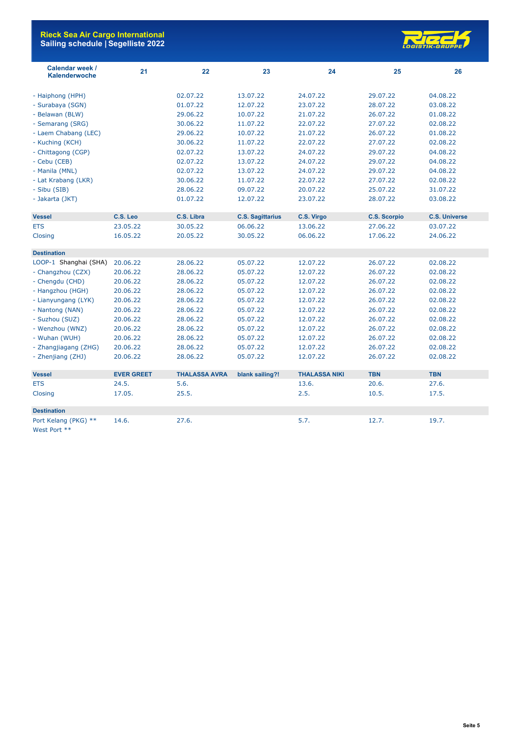**Rieck Sea Air Cargo International**
**Sailing schedule | Segelliste 2022**

| Calendar week / Kalenderwoche | 21 | 22 | 23 | 24 | 25 | 26 |
|---|---|---|---|---|---|---|
| - Haiphong (HPH) | | 02.07.22 | 13.07.22 | 24.07.22 | 29.07.22 | 04.08.22 |
| - Surabaya (SGN) | | 01.07.22 | 12.07.22 | 23.07.22 | 28.07.22 | 03.08.22 |
| - Belawan (BLW) | | 29.06.22 | 10.07.22 | 21.07.22 | 26.07.22 | 01.08.22 |
| - Semarang (SRG) | | 30.06.22 | 11.07.22 | 22.07.22 | 27.07.22 | 02.08.22 |
| - Laem Chabang (LEC) | | 29.06.22 | 10.07.22 | 21.07.22 | 26.07.22 | 01.08.22 |
| - Kuching (KCH) | | 30.06.22 | 11.07.22 | 22.07.22 | 27.07.22 | 02.08.22 |
| - Chittagong (CGP) | | 02.07.22 | 13.07.22 | 24.07.22 | 29.07.22 | 04.08.22 |
| - Cebu (CEB) | | 02.07.22 | 13.07.22 | 24.07.22 | 29.07.22 | 04.08.22 |
| - Manila (MNL) | | 02.07.22 | 13.07.22 | 24.07.22 | 29.07.22 | 04.08.22 |
| - Lat Krabang (LKR) | | 30.06.22 | 11.07.22 | 22.07.22 | 27.07.22 | 02.08.22 |
| - Sibu (SIB) | | 28.06.22 | 09.07.22 | 20.07.22 | 25.07.22 | 31.07.22 |
| - Jakarta (JKT) | | 01.07.22 | 12.07.22 | 23.07.22 | 28.07.22 | 03.08.22 |

| **Vessel** | **C.S. Leo** | **C.S. Libra** | **C.S. Sagittarius** | **C.S. Virgo** | **C.S. Scorpio** | **C.S. Universe** |
|---|---|---|---|---|---|---|
| ETS | 23.05.22 | 30.05.22 | 06.06.22 | 13.06.22 | 27.06.22 | 03.07.22 |
| Closing | 16.05.22 | 20.05.22 | 30.05.22 | 06.06.22 | 17.06.22 | 24.06.22 |
| **Destination** | | | | | | |
| LOOP-1 Shanghai (SHA) | 20.06.22 | 28.06.22 | 05.07.22 | 12.07.22 | 26.07.22 | 02.08.22 |
| - Changzhou (CZX) | 20.06.22 | 28.06.22 | 05.07.22 | 12.07.22 | 26.07.22 | 02.08.22 |
| - Chengdu (CHD) | 20.06.22 | 28.06.22 | 05.07.22 | 12.07.22 | 26.07.22 | 02.08.22 |
| - Hangzhou (HGH) | 20.06.22 | 28.06.22 | 05.07.22 | 12.07.22 | 26.07.22 | 02.08.22 |
| - Lianyungang (LYK) | 20.06.22 | 28.06.22 | 05.07.22 | 12.07.22 | 26.07.22 | 02.08.22 |
| - Nantong (NAN) | 20.06.22 | 28.06.22 | 05.07.22 | 12.07.22 | 26.07.22 | 02.08.22 |
| - Suzhou (SUZ) | 20.06.22 | 28.06.22 | 05.07.22 | 12.07.22 | 26.07.22 | 02.08.22 |
| - Wenzhou (WNZ) | 20.06.22 | 28.06.22 | 05.07.22 | 12.07.22 | 26.07.22 | 02.08.22 |
| - Wuhan (WUH) | 20.06.22 | 28.06.22 | 05.07.22 | 12.07.22 | 26.07.22 | 02.08.22 |
| - Zhangjiagang (ZHG) | 20.06.22 | 28.06.22 | 05.07.22 | 12.07.22 | 26.07.22 | 02.08.22 |
| - Zhenjiang (ZHJ) | 20.06.22 | 28.06.22 | 05.07.22 | 12.07.22 | 26.07.22 | 02.08.22 |

| **Vessel** | **EVER GREET** | **THALASSA AVRA** | **blank sailing?!** | **THALASSA NIKI** | **TBN** | **TBN** |
|---|---|---|---|---|---|---|
| ETS | 24.5. | 5.6. | | 13.6. | 20.6. | 27.6. |
| Closing | 17.05. | 25.5. | | 2.5. | 10.5. | 17.5. |
| **Destination** | | | | | | |
| Port Kelang (PKG) ** | 14.6. | 27.6. | | 5.7. | 12.7. | 19.7. |
| West Port ** | | | | | | |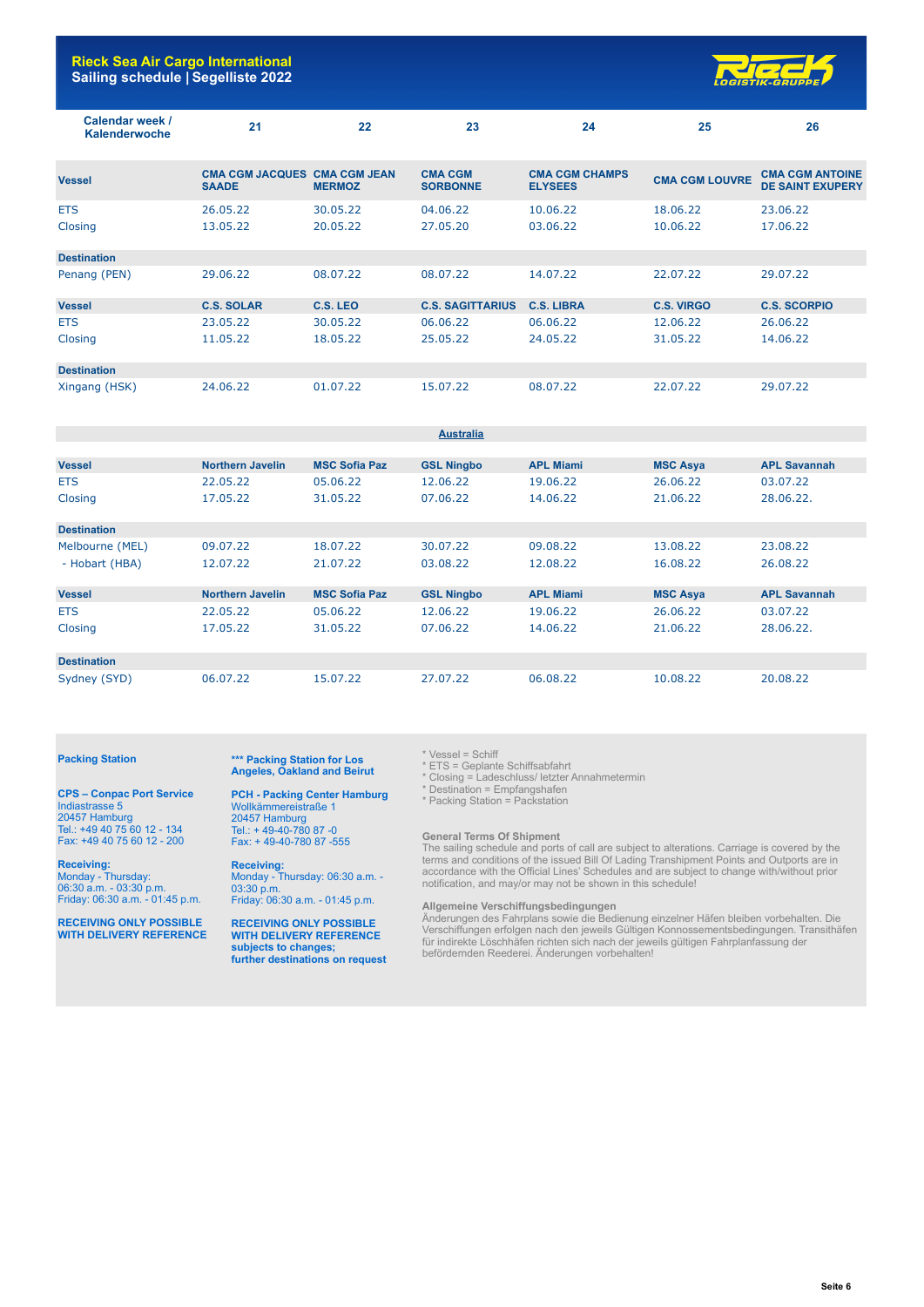**Rieck Sea Air Cargo International**
**Sailing schedule | Segelliste 2022**

| Calendar week / Kalenderwoche | 21 | 22 | 23 | 24 | 25 | 26 |
|---|---|---|---|---|---|---|
| **Vessel** | **CMA CGM JACQUES SAADE** | **CMA CGM JEAN MERMOZ** | **CMA CGM SORBONNE** | **CMA CGM CHAMPS ELYSEES** | **CMA CGM LOUVRE** | **CMA CGM ANTOINE DE SAINT EXUPERY** |
| ETS | 26.05.22 | 30.05.22 | 04.06.22 | 10.06.22 | 18.06.22 | 23.06.22 |
| Closing | 13.05.22 | 20.05.22 | 27.05.20 | 03.06.22 | 10.06.22 | 17.06.22 |
| **Destination** | | | | | | |
| Penang (PEN) | 29.06.22 | 08.07.22 | 08.07.22 | 14.07.22 | 22.07.22 | 29.07.22 |
| **Vessel** | **C.S. SOLAR** | **C.S. LEO** | **C.S. SAGITTARIUS** | **C.S. LIBRA** | **C.S. VIRGO** | **C.S. SCORPIO** |
| ETS | 23.05.22 | 30.05.22 | 06.06.22 | 06.06.22 | 12.06.22 | 26.06.22 |
| Closing | 11.05.22 | 18.05.22 | 25.05.22 | 24.05.22 | 31.05.22 | 14.06.22 |
| **Destination** | | | | | | |
| Xingang (HSK) | 24.06.22 | 01.07.22 | 15.07.22 | 08.07.22 | 22.07.22 | 29.07.22 |

**Australia**

| **Vessel** | **Northern Javelin** | **MSC Sofia Paz** | **GSL Ningbo** | **APL Miami** | **MSC Asya** | **APL Savannah** |
|---|---|---|---|---|---|---|
| ETS | 22.05.22 | 05.06.22 | 12.06.22 | 19.06.22 | 26.06.22 | 03.07.22 |
| Closing | 17.05.22 | 31.05.22 | 07.06.22 | 14.06.22 | 21.06.22 | 28.06.22. |
| **Destination** | | | | | | |
| Melbourne (MEL) | 09.07.22 | 18.07.22 | 30.07.22 | 09.08.22 | 13.08.22 | 23.08.22 |
| - Hobart (HBA) | 12.07.22 | 21.07.22 | 03.08.22 | 12.08.22 | 16.08.22 | 26.08.22 |
| **Vessel** | **Northern Javelin** | **MSC Sofia Paz** | **GSL Ningbo** | **APL Miami** | **MSC Asya** | **APL Savannah** |
| ETS | 22.05.22 | 05.06.22 | 12.06.22 | 19.06.22 | 26.06.22 | 03.07.22 |
| Closing | 17.05.22 | 31.05.22 | 07.06.22 | 14.06.22 | 21.06.22 | 28.06.22. |
| **Destination** | | | | | | |
| Sydney (SYD) | 06.07.22 | 15.07.22 | 27.07.22 | 06.08.22 | 10.08.22 | 20.08.22 |

**Packing Station**

**CPS – Conpac Port Service**
Indiastrasse 5
20457 Hamburg
Tel.: +49 40 75 60 12 - 134
Fax: +49 40 75 60 12 - 200

**Receiving:**
Monday - Thursday:
06:30 a.m. - 03:30 p.m.
Friday: 06:30 a.m. - 01:45 p.m.

**RECEIVING ONLY POSSIBLE WITH DELIVERY REFERENCE**

**\*\*\* Packing Station for Los Angeles, Oakland and Beirut**

**PCH - Packing Center Hamburg**
Wollkämmereistraße 1
20457 Hamburg
Tel.: + 49-40-780 87 -0
Fax: + 49-40-780 87 -555

**Receiving:**
Monday - Thursday: 06:30 a.m. - 03:30 p.m.
Friday: 06:30 a.m. - 01:45 p.m.

**RECEIVING ONLY POSSIBLE WITH DELIVERY REFERENCE subjects to changes; further destinations on request**

\* Vessel = Schiff
\* ETS = Geplante Schiffsabfahrt
\* Closing = Ladeschluss/ letzter Annahmetermin
\* Destination = Empfangshafen
\* Packing Station = Packstation

**General Terms Of Shipment**
The sailing schedule and ports of call are subject to alterations. Carriage is covered by the terms and conditions of the issued Bill Of Lading Transhipment Points and Outports are in accordance with the Official Lines' Schedules and are subject to change with/without prior notification, and may/or may not be shown in this schedule!

**Allgemeine Verschiffungsbedingungen**
Änderungen des Fahrplans sowie die Bedienung einzelner Häfen bleiben vorbehalten. Die Verschiffungen erfolgen nach den jeweils Gültigen Konnossementsbedingungen. Transithäfen für indirekte Löschhäfen richten sich nach der jeweils gültigen Fahrplanfassung der befördernden Reederei. Änderungen vorbehalten!